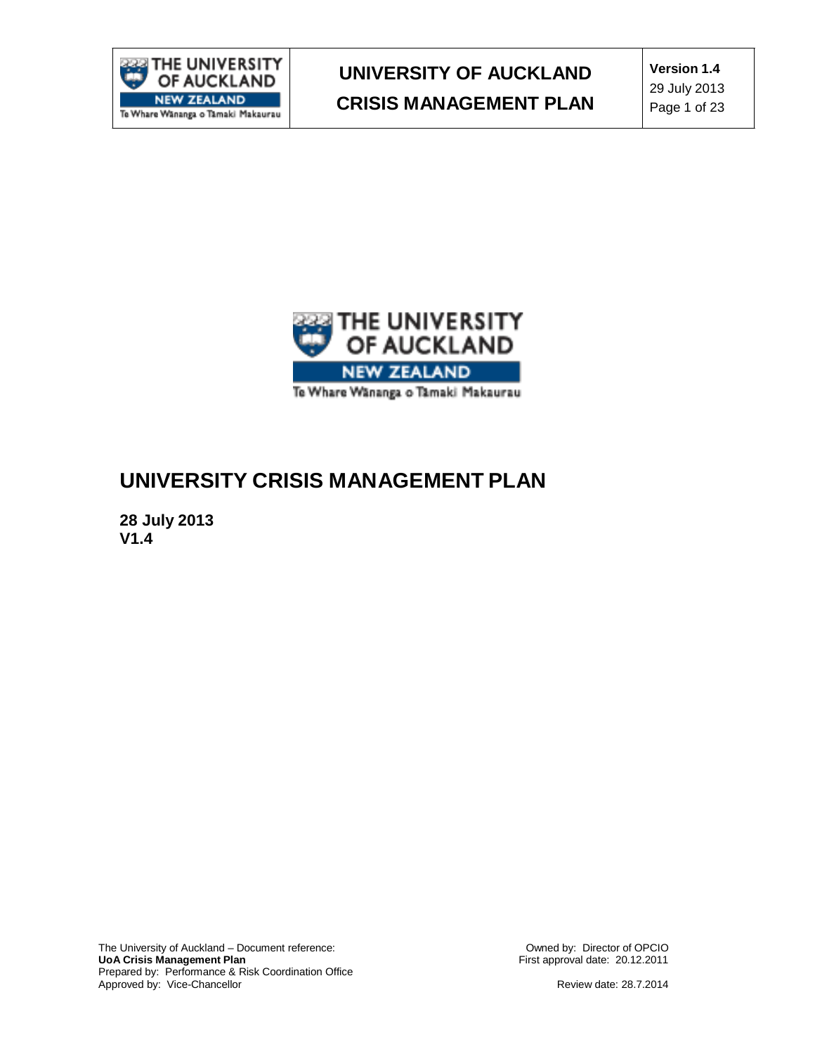# UNIVERSITY CRISIS MANAGEMENT PLAN

**28 July 2013**
**V1.4**

The University of Auckland – Document reference:
**UoA Crisis Management Plan**
Prepared by: Performance & Risk Coordination Office
Approved by: Vice-Chancellor

Owned by: Director of OPCIO
First approval date: 20.12.2011

Review date: 28.7.2014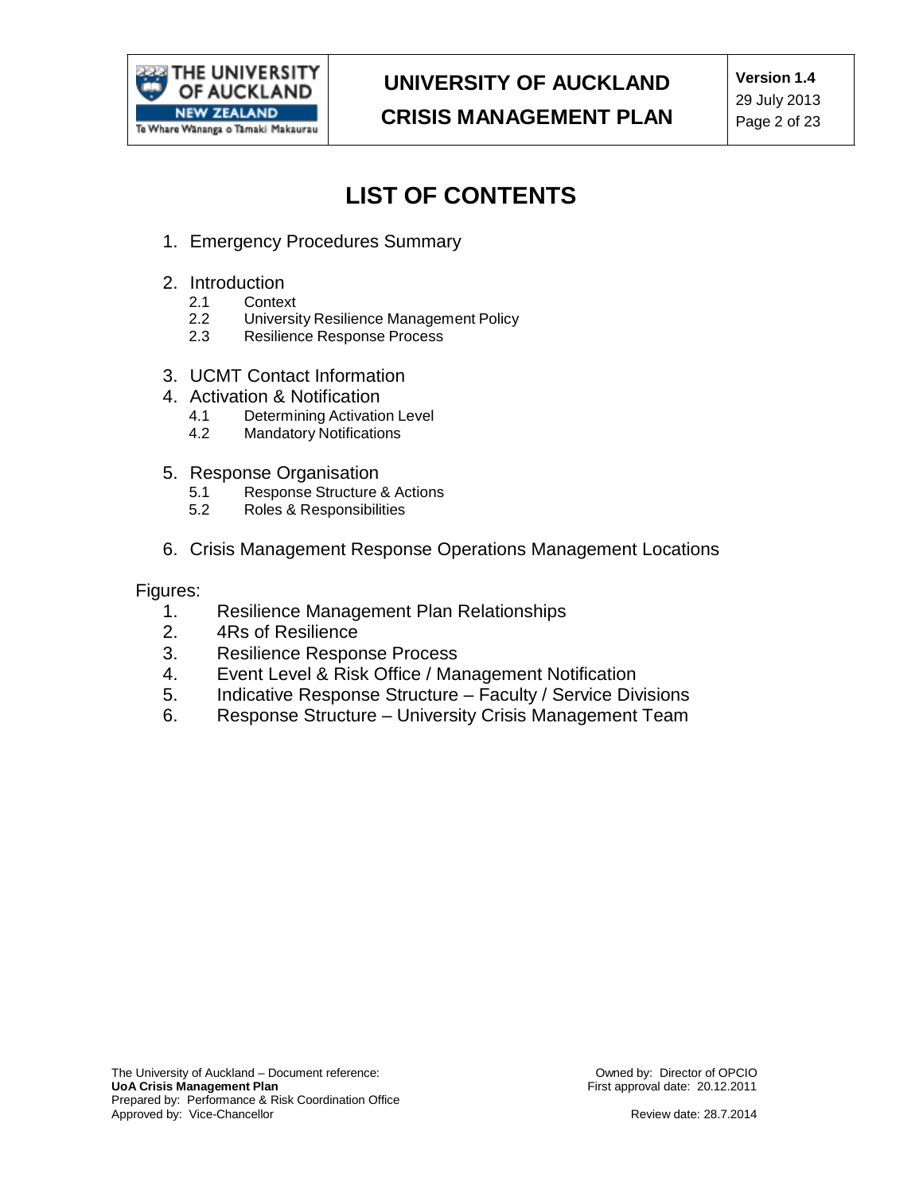# LIST OF CONTENTS

1. Emergency Procedures Summary

2. Introduction
   - 2.1 Context
   - 2.2 University Resilience Management Policy
   - 2.3 Resilience Response Process

3. UCMT Contact Information

4. Activation & Notification
   - 4.1 Determining Activation Level
   - 4.2 Mandatory Notifications

5. Response Organisation
   - 5.1 Response Structure & Actions
   - 5.2 Roles & Responsibilities

6. Crisis Management Response Operations Management Locations

Figures:

1. Resilience Management Plan Relationships
2. 4Rs of Resilience
3. Resilience Response Process
4. Event Level & Risk Office / Management Notification
5. Indicative Response Structure – Faculty / Service Divisions
6. Response Structure – University Crisis Management Team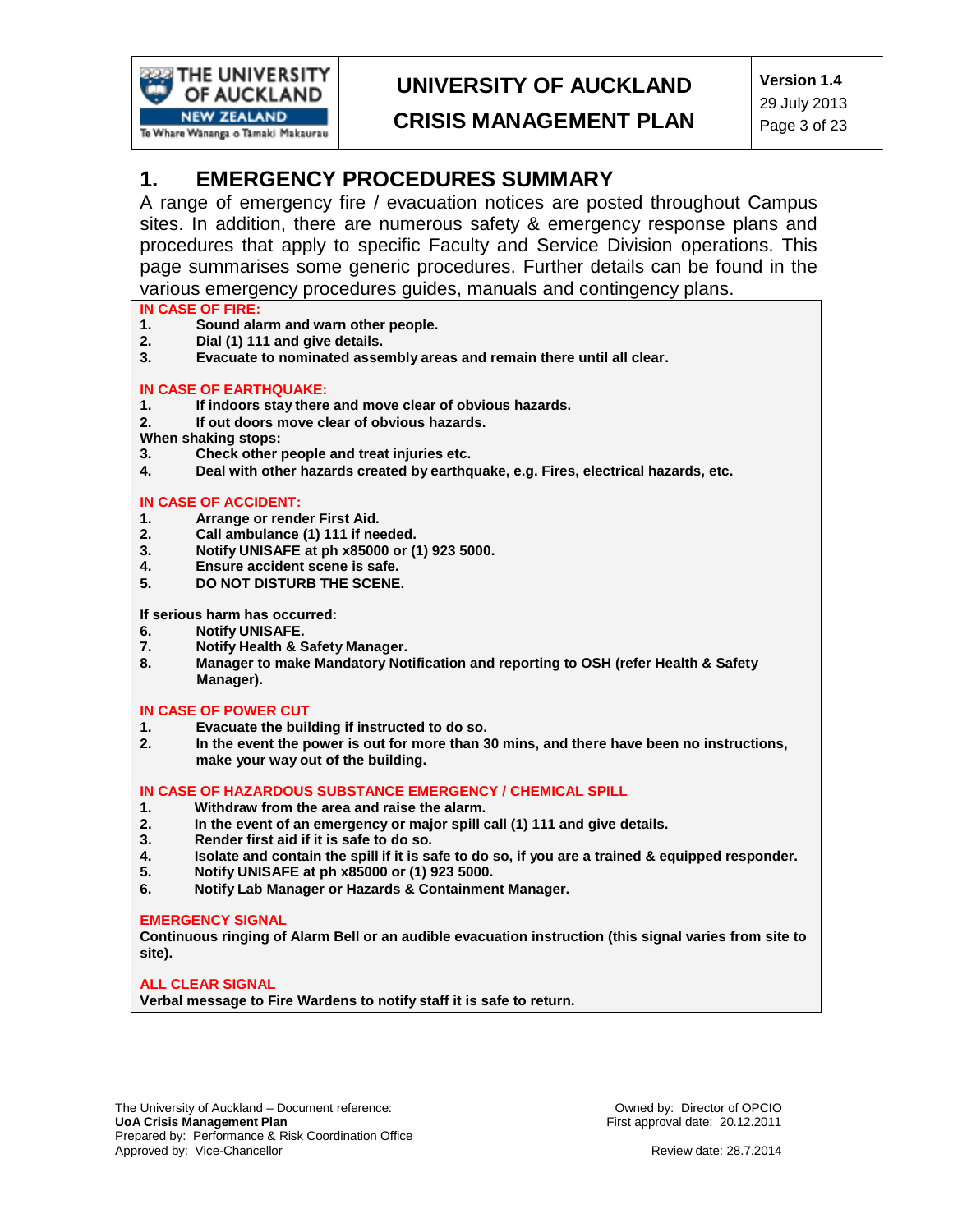# 1. EMERGENCY PROCEDURES SUMMARY

A range of emergency fire / evacuation notices are posted throughout Campus sites. In addition, there are numerous safety & emergency response plans and procedures that apply to specific Faculty and Service Division operations. This page summarises some generic procedures. Further details can be found in the various emergency procedures guides, manuals and contingency plans.

**IN CASE OF FIRE:**

1. **Sound alarm and warn other people.**
2. **Dial (1) 111 and give details.**
3. **Evacuate to nominated assembly areas and remain there until all clear.**

**IN CASE OF EARTHQUAKE:**

1. **If indoors stay there and move clear of obvious hazards.**
2. **If out doors move clear of obvious hazards.**

**When shaking stops:**

3. **Check other people and treat injuries etc.**
4. **Deal with other hazards created by earthquake, e.g. Fires, electrical hazards, etc.**

**IN CASE OF ACCIDENT:**

1. **Arrange or render First Aid.**
2. **Call ambulance (1) 111 if needed.**
3. **Notify UNISAFE at ph x85000 or (1) 923 5000.**
4. **Ensure accident scene is safe.**
5. **DO NOT DISTURB THE SCENE.**

**If serious harm has occurred:**

6. **Notify UNISAFE.**
7. **Notify Health & Safety Manager.**
8. **Manager to make Mandatory Notification and reporting to OSH (refer Health & Safety Manager).**

**IN CASE OF POWER CUT**

1. **Evacuate the building if instructed to do so.**
2. **In the event the power is out for more than 30 mins, and there have been no instructions, make your way out of the building.**

**IN CASE OF HAZARDOUS SUBSTANCE EMERGENCY / CHEMICAL SPILL**

1. **Withdraw from the area and raise the alarm.**
2. **In the event of an emergency or major spill call (1) 111 and give details.**
3. **Render first aid if it is safe to do so.**
4. **Isolate and contain the spill if it is safe to do so, if you are a trained & equipped responder.**
5. **Notify UNISAFE at ph x85000 or (1) 923 5000.**
6. **Notify Lab Manager or Hazards & Containment Manager.**

**EMERGENCY SIGNAL**

**Continuous ringing of Alarm Bell or an audible evacuation instruction (this signal varies from site to site).**

**ALL CLEAR SIGNAL**

**Verbal message to Fire Wardens to notify staff it is safe to return.**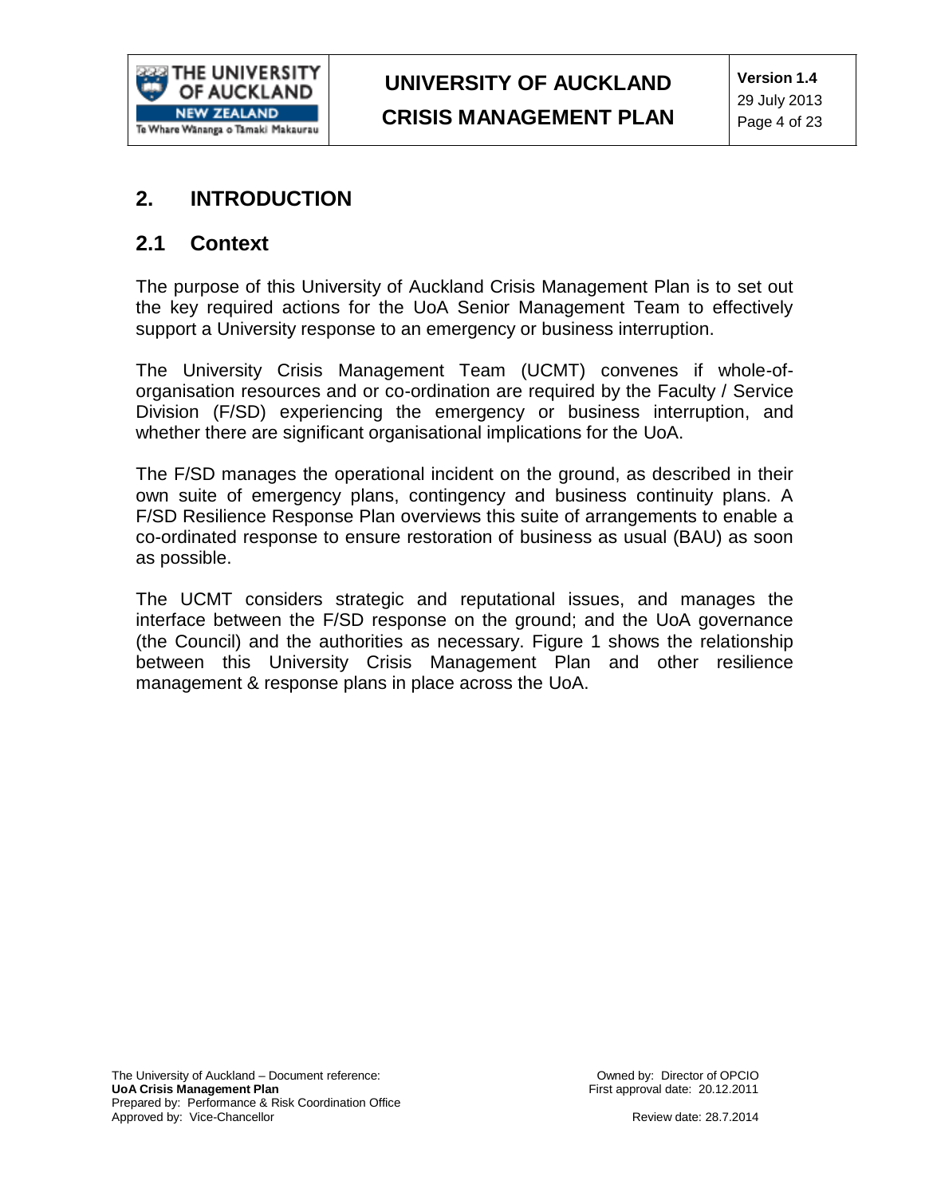## 2. INTRODUCTION

### 2.1 Context

The purpose of this University of Auckland Crisis Management Plan is to set out the key required actions for the UoA Senior Management Team to effectively support a University response to an emergency or business interruption.

The University Crisis Management Team (UCMT) convenes if whole-of-organisation resources and or co-ordination are required by the Faculty / Service Division (F/SD) experiencing the emergency or business interruption, and whether there are significant organisational implications for the UoA.

The F/SD manages the operational incident on the ground, as described in their own suite of emergency plans, contingency and business continuity plans. A F/SD Resilience Response Plan overviews this suite of arrangements to enable a co-ordinated response to ensure restoration of business as usual (BAU) as soon as possible.

The UCMT considers strategic and reputational issues, and manages the interface between the F/SD response on the ground; and the UoA governance (the Council) and the authorities as necessary. Figure 1 shows the relationship between this University Crisis Management Plan and other resilience management & response plans in place across the UoA.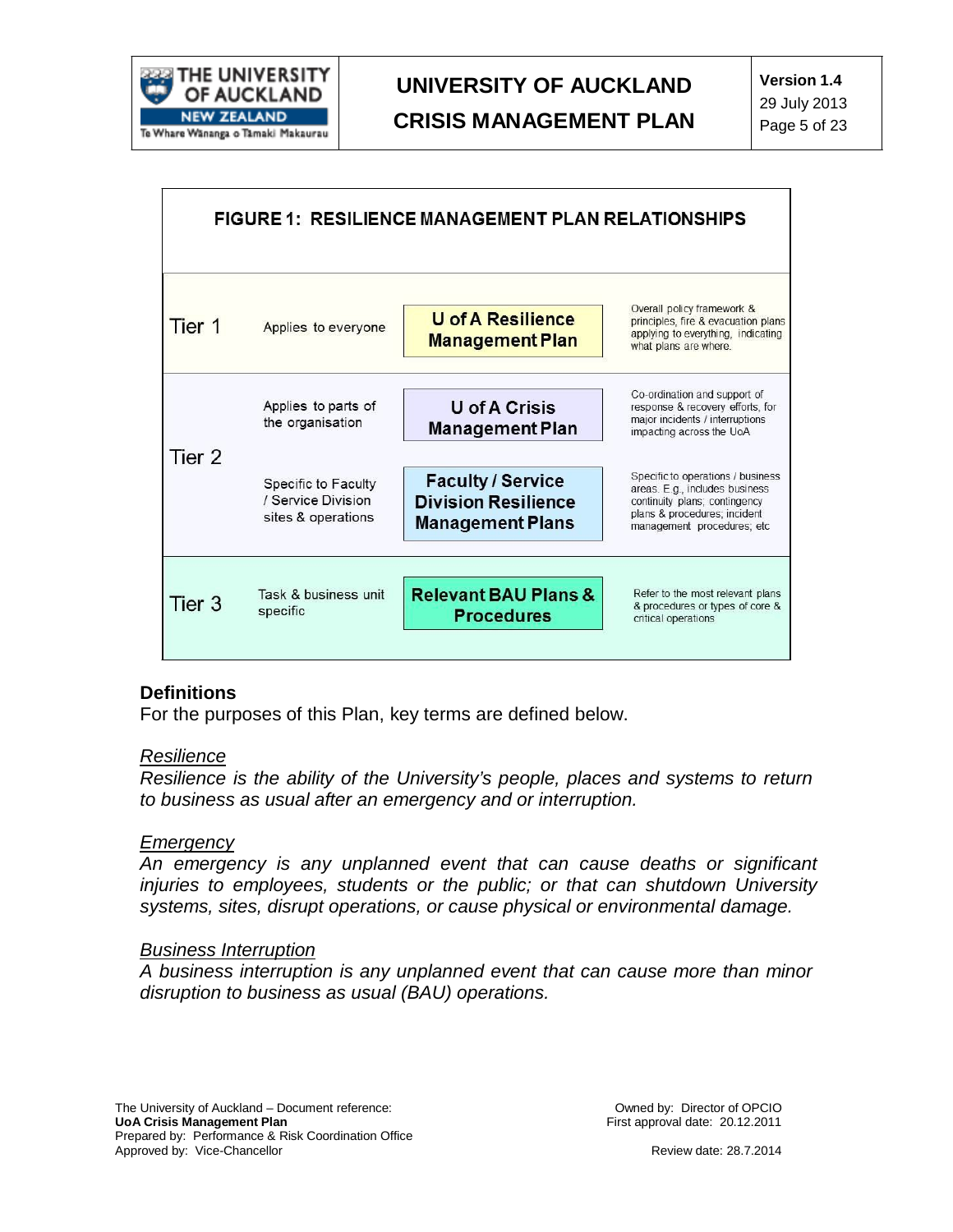**FIGURE 1: RESILIENCE MANAGEMENT PLAN RELATIONSHIPS**

| Tier | Scope | Plan | Description |
|---|---|---|---|
| Tier 1 | Applies to everyone | **U of A Resilience Management Plan** | Overall policy framework & principles, fire & evacuation plans applying to everything, indicating what plans are where. |
| Tier 2 | Applies to parts of the organisation | **U of A Crisis Management Plan** | Co-ordination and support of response & recovery efforts, for major incidents / interruptions impacting across the UoA |
| | Specific to Faculty / Service Division sites & operations | **Faculty / Service Division Resilience Management Plans** | Specific to operations / business areas. E.g., includes business continuity plans; contingency plans & procedures; incident management procedures; etc |
| Tier 3 | Task & business unit specific | **Relevant BAU Plans & Procedures** | Refer to the most relevant plans & procedures or types of core & critical operations |

### Definitions

For the purposes of this Plan, key terms are defined below.

*<u>Resilience</u>*

*Resilience is the ability of the University's people, places and systems to return to business as usual after an emergency and or interruption.*

*<u>Emergency</u>*

*An emergency is any unplanned event that can cause deaths or significant injuries to employees, students or the public; or that can shutdown University systems, sites, disrupt operations, or cause physical or environmental damage.*

*<u>Business Interruption</u>*

*A business interruption is any unplanned event that can cause more than minor disruption to business as usual (BAU) operations.*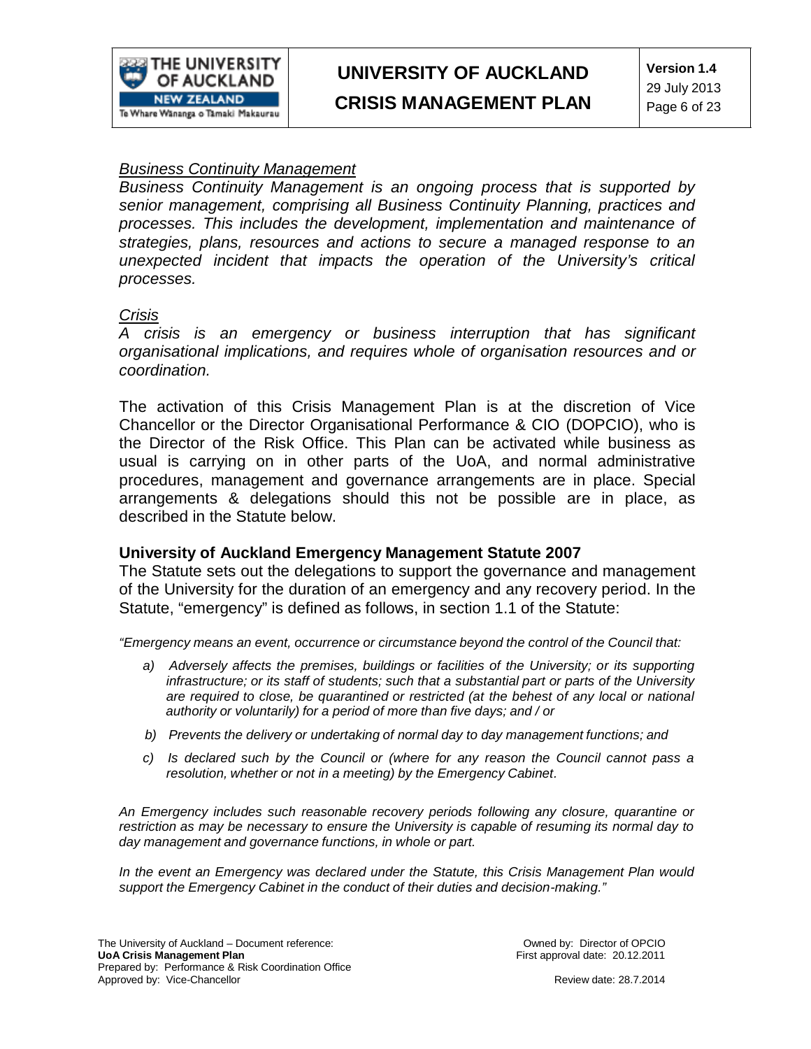*Business Continuity Management*

*Business Continuity Management is an ongoing process that is supported by senior management, comprising all Business Continuity Planning, practices and processes. This includes the development, implementation and maintenance of strategies, plans, resources and actions to secure a managed response to an unexpected incident that impacts the operation of the University's critical processes.*

*Crisis*

*A crisis is an emergency or business interruption that has significant organisational implications, and requires whole of organisation resources and or coordination.*

The activation of this Crisis Management Plan is at the discretion of Vice Chancellor or the Director Organisational Performance & CIO (DOPCIO), who is the Director of the Risk Office. This Plan can be activated while business as usual is carrying on in other parts of the UoA, and normal administrative procedures, management and governance arrangements are in place. Special arrangements & delegations should this not be possible are in place, as described in the Statute below.

### University of Auckland Emergency Management Statute 2007

The Statute sets out the delegations to support the governance and management of the University for the duration of an emergency and any recovery period. In the Statute, "emergency" is defined as follows, in section 1.1 of the Statute:

*"Emergency means an event, occurrence or circumstance beyond the control of the Council that:*

- *a) Adversely affects the premises, buildings or facilities of the University; or its supporting infrastructure; or its staff of students; such that a substantial part or parts of the University are required to close, be quarantined or restricted (at the behest of any local or national authority or voluntarily) for a period of more than five days; and / or*
- *b) Prevents the delivery or undertaking of normal day to day management functions; and*
- *c) Is declared such by the Council or (where for any reason the Council cannot pass a resolution, whether or not in a meeting) by the Emergency Cabinet.*

*An Emergency includes such reasonable recovery periods following any closure, quarantine or restriction as may be necessary to ensure the University is capable of resuming its normal day to day management and governance functions, in whole or part.*

*In the event an Emergency was declared under the Statute, this Crisis Management Plan would support the Emergency Cabinet in the conduct of their duties and decision-making."*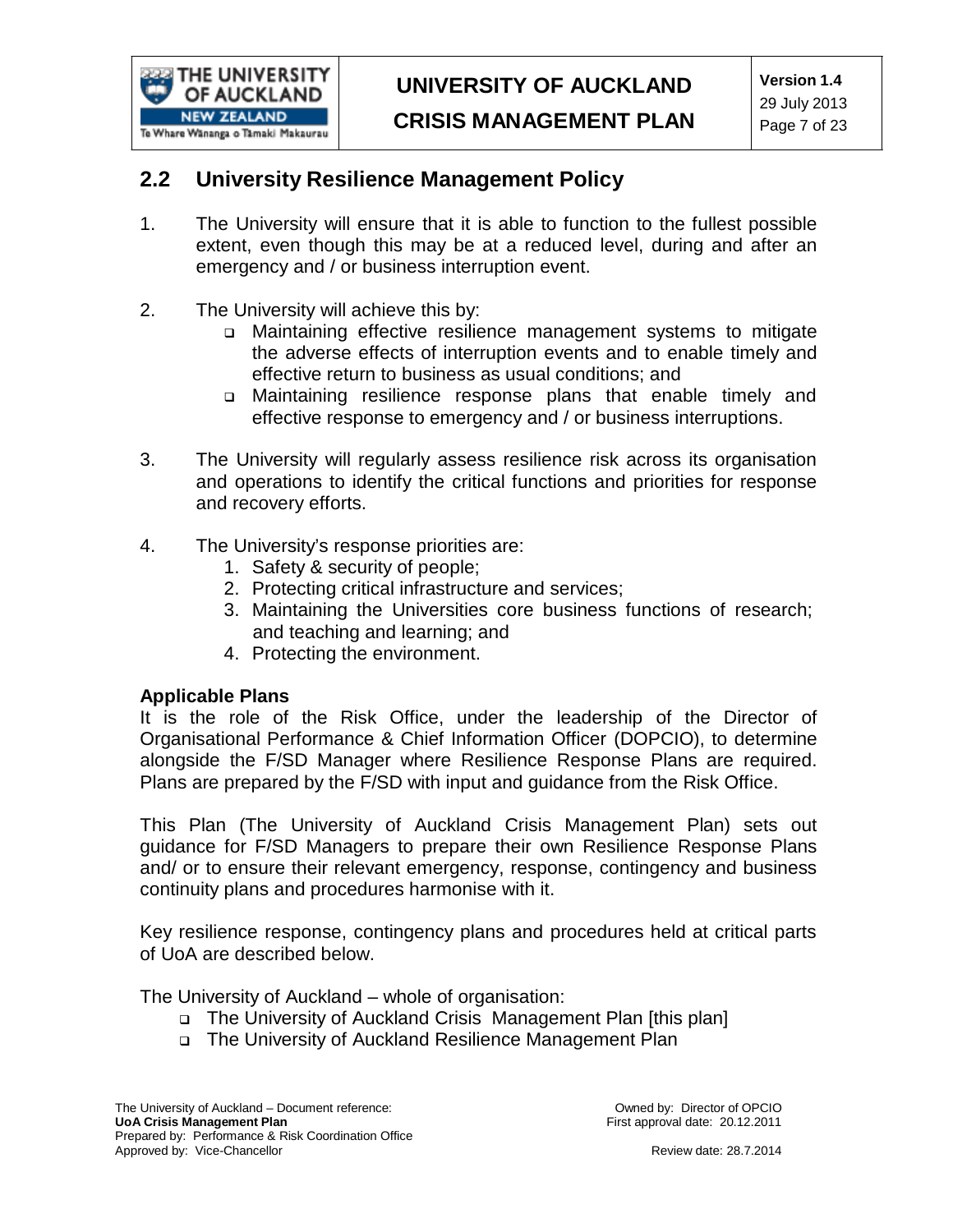## 2.2 University Resilience Management Policy

1. The University will ensure that it is able to function to the fullest possible extent, even though this may be at a reduced level, during and after an emergency and / or business interruption event.

2. The University will achieve this by:
   - Maintaining effective resilience management systems to mitigate the adverse effects of interruption events and to enable timely and effective return to business as usual conditions; and
   - Maintaining resilience response plans that enable timely and effective response to emergency and / or business interruptions.

3. The University will regularly assess resilience risk across its organisation and operations to identify the critical functions and priorities for response and recovery efforts.

4. The University's response priorities are:
   1. Safety & security of people;
   2. Protecting critical infrastructure and services;
   3. Maintaining the Universities core business functions of research; and teaching and learning; and
   4. Protecting the environment.

**Applicable Plans**

It is the role of the Risk Office, under the leadership of the Director of Organisational Performance & Chief Information Officer (DOPCIO), to determine alongside the F/SD Manager where Resilience Response Plans are required. Plans are prepared by the F/SD with input and guidance from the Risk Office.

This Plan (The University of Auckland Crisis Management Plan) sets out guidance for F/SD Managers to prepare their own Resilience Response Plans and/ or to ensure their relevant emergency, response, contingency and business continuity plans and procedures harmonise with it.

Key resilience response, contingency plans and procedures held at critical parts of UoA are described below.

The University of Auckland – whole of organisation:

- The University of Auckland Crisis Management Plan [this plan]
- The University of Auckland Resilience Management Plan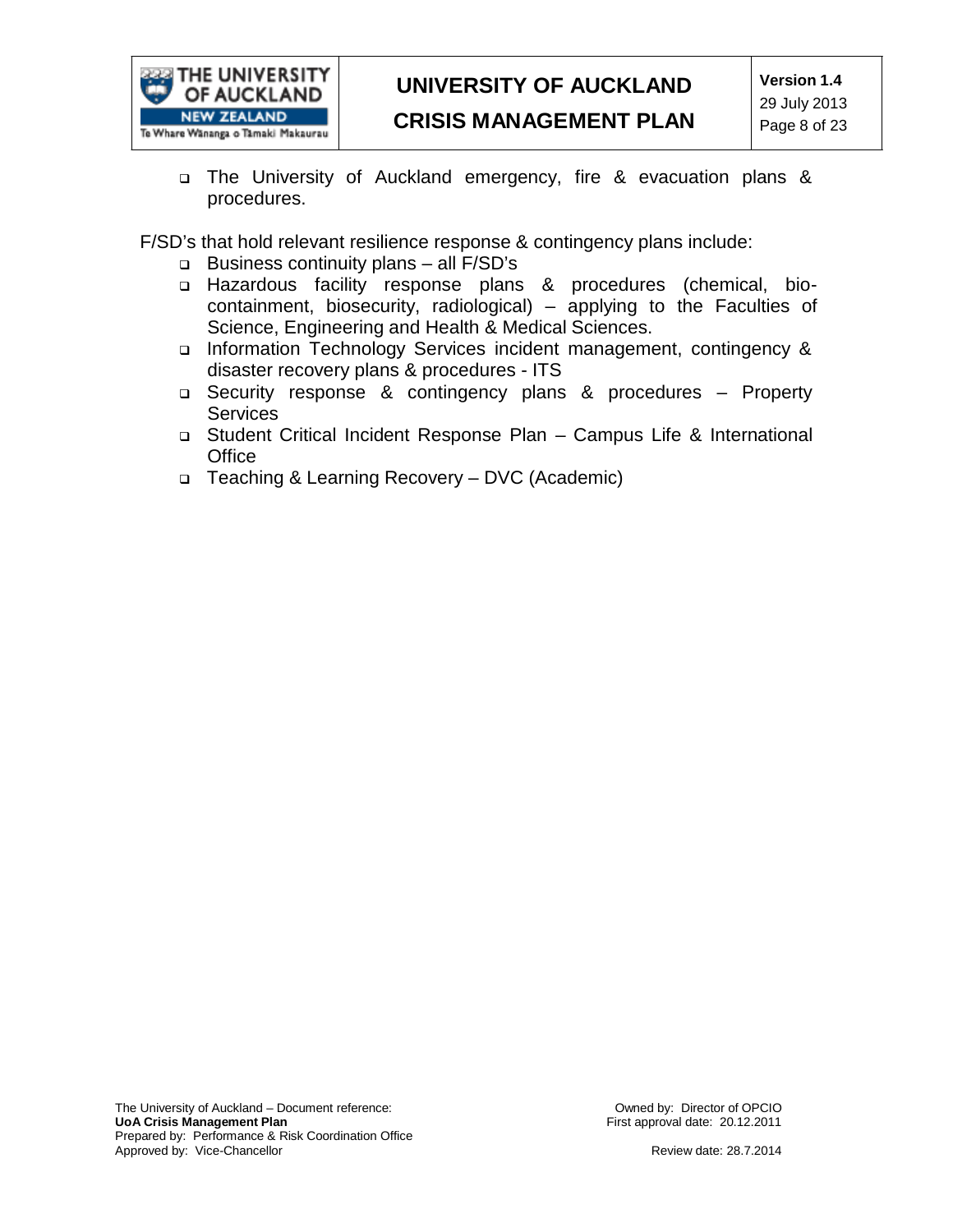- The University of Auckland emergency, fire & evacuation plans & procedures.

F/SD's that hold relevant resilience response & contingency plans include:

- Business continuity plans – all F/SD's
- Hazardous facility response plans & procedures (chemical, bio-containment, biosecurity, radiological) – applying to the Faculties of Science, Engineering and Health & Medical Sciences.
- Information Technology Services incident management, contingency & disaster recovery plans & procedures - ITS
- Security response & contingency plans & procedures – Property Services
- Student Critical Incident Response Plan – Campus Life & International Office
- Teaching & Learning Recovery – DVC (Academic)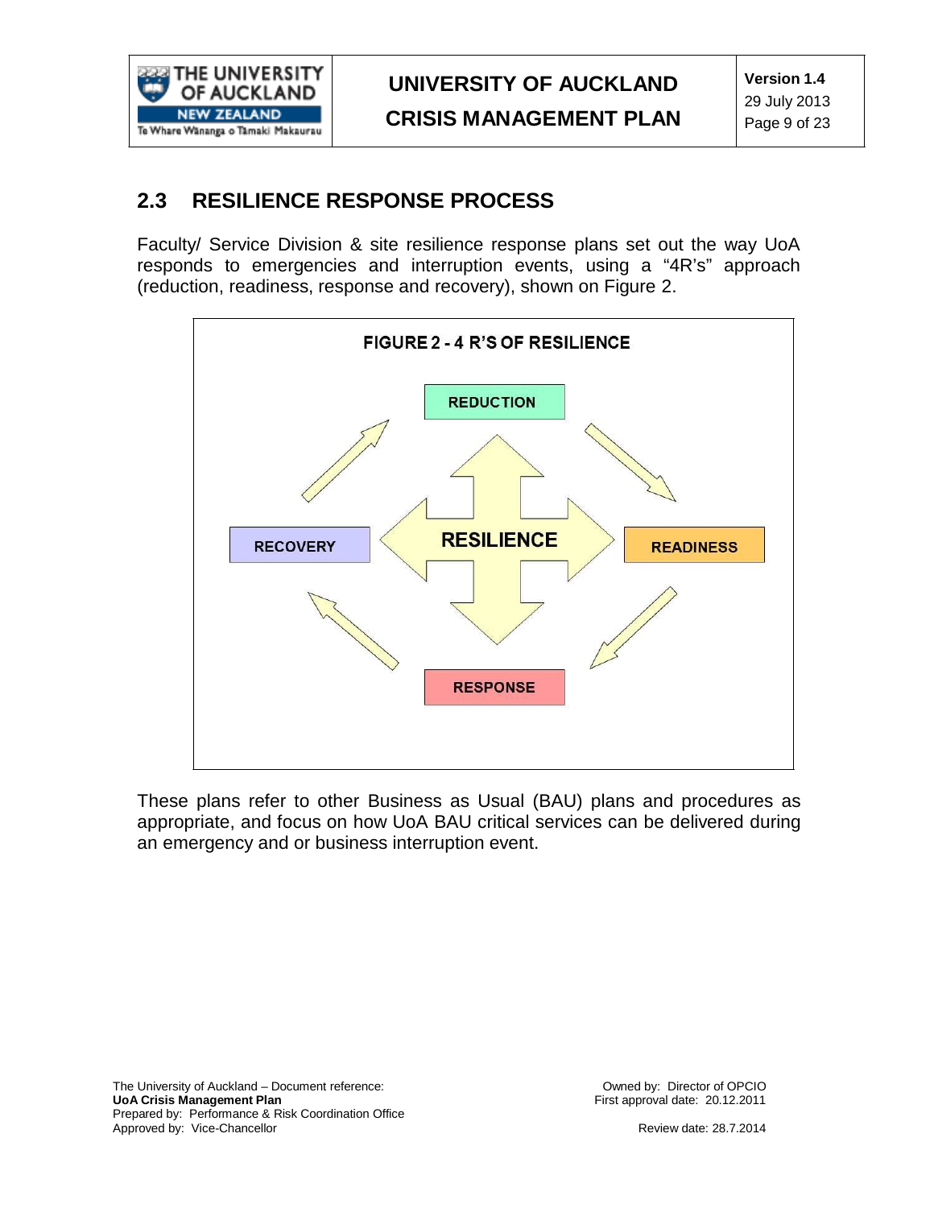## 2.3 RESILIENCE RESPONSE PROCESS

Faculty/ Service Division & site resilience response plans set out the way UoA responds to emergencies and interruption events, using a "4R's" approach (reduction, readiness, response and recovery), shown on Figure 2.

**FIGURE 2 - 4 R'S OF RESILIENCE**

REDUCTION

RECOVERY

RESILIENCE

READINESS

RESPONSE

These plans refer to other Business as Usual (BAU) plans and procedures as appropriate, and focus on how UoA BAU critical services can be delivered during an emergency and or business interruption event.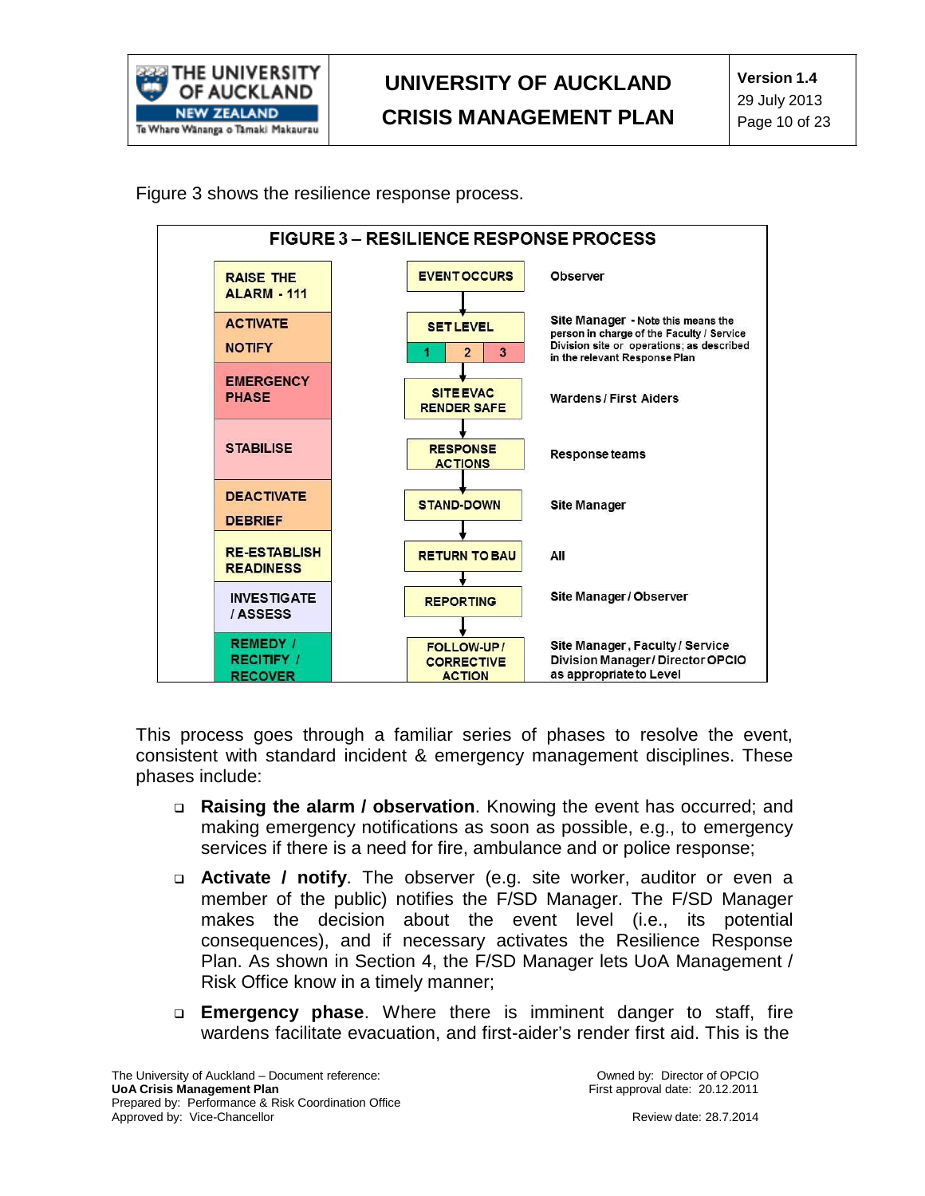Figure 3 shows the resilience response process.

**FIGURE 3 – RESILIENCE RESPONSE PROCESS**

| Phase | Step | Responsible |
| --- | --- | --- |
| RAISE THE ALARM - 111 | EVENT OCCURS | Observer |
| ACTIVATE NOTIFY | SET LEVEL (1 / 2 / 3) | Site Manager - Note this means the person in charge of the Faculty / Service Division site or operations; as described in the relevant Response Plan |
| EMERGENCY PHASE | SITE EVAC RENDER SAFE | Wardens / First Aiders |
| STABILISE | RESPONSE ACTIONS | Response teams |
| DEACTIVATE DEBRIEF | STAND-DOWN | Site Manager |
| RE-ESTABLISH READINESS | RETURN TO BAU | All |
| INVESTIGATE / ASSESS | REPORTING | Site Manager / Observer |
| REMEDY / RECITIFY / RECOVER | FOLLOW-UP / CORRECTIVE ACTION | Site Manager, Faculty / Service Division Manager / Director OPCIO as appropriate to Level |

This process goes through a familiar series of phases to resolve the event, consistent with standard incident & emergency management disciplines. These phases include:

- **Raising the alarm / observation**. Knowing the event has occurred; and making emergency notifications as soon as possible, e.g., to emergency services if there is a need for fire, ambulance and or police response;
- **Activate / notify**. The observer (e.g. site worker, auditor or even a member of the public) notifies the F/SD Manager. The F/SD Manager makes the decision about the event level (i.e., its potential consequences), and if necessary activates the Resilience Response Plan. As shown in Section 4, the F/SD Manager lets UoA Management / Risk Office know in a timely manner;
- **Emergency phase**. Where there is imminent danger to staff, fire wardens facilitate evacuation, and first-aider's render first aid. This is the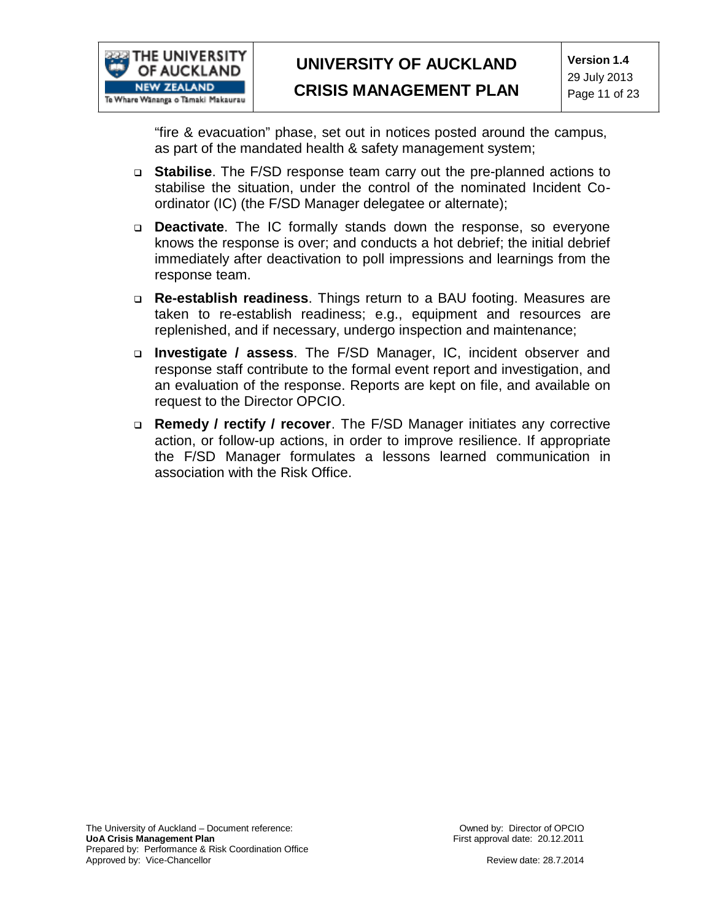"fire & evacuation" phase, set out in notices posted around the campus, as part of the mandated health & safety management system;

- **Stabilise**. The F/SD response team carry out the pre-planned actions to stabilise the situation, under the control of the nominated Incident Co-ordinator (IC) (the F/SD Manager delegatee or alternate);
- **Deactivate**. The IC formally stands down the response, so everyone knows the response is over; and conducts a hot debrief; the initial debrief immediately after deactivation to poll impressions and learnings from the response team.
- **Re-establish readiness**. Things return to a BAU footing. Measures are taken to re-establish readiness; e.g., equipment and resources are replenished, and if necessary, undergo inspection and maintenance;
- **Investigate / assess**. The F/SD Manager, IC, incident observer and response staff contribute to the formal event report and investigation, and an evaluation of the response. Reports are kept on file, and available on request to the Director OPCIO.
- **Remedy / rectify / recover**. The F/SD Manager initiates any corrective action, or follow-up actions, in order to improve resilience. If appropriate the F/SD Manager formulates a lessons learned communication in association with the Risk Office.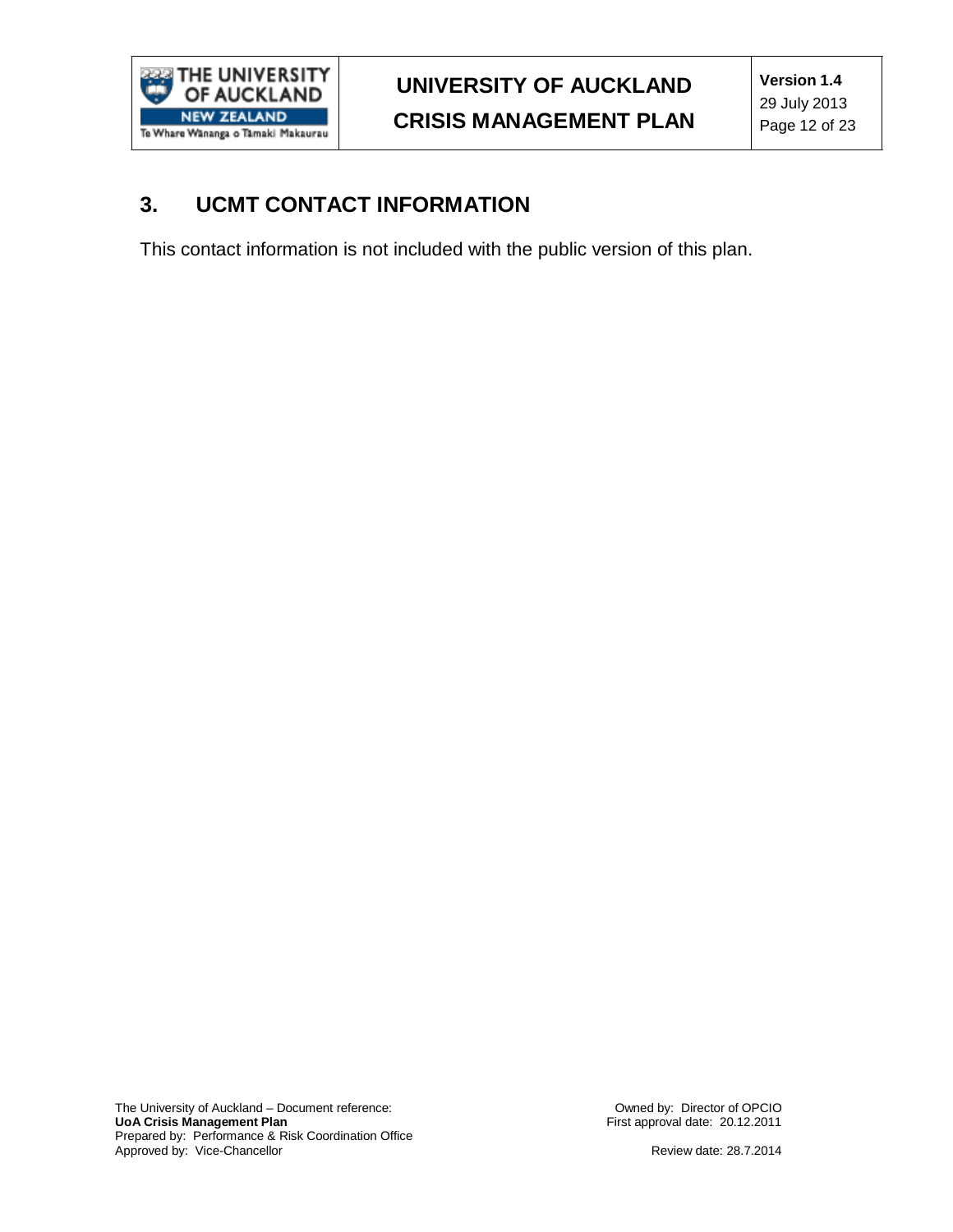## 3. UCMT CONTACT INFORMATION

This contact information is not included with the public version of this plan.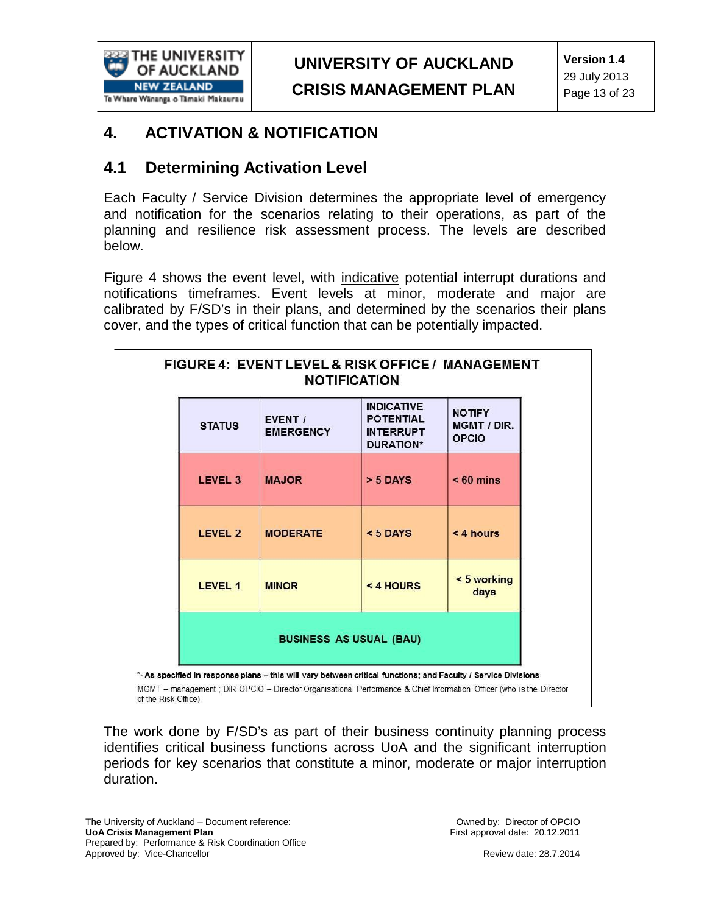# 4. ACTIVATION & NOTIFICATION

## 4.1 Determining Activation Level

Each Faculty / Service Division determines the appropriate level of emergency and notification for the scenarios relating to their operations, as part of the planning and resilience risk assessment process. The levels are described below.

Figure 4 shows the event level, with indicative potential interrupt durations and notifications timeframes. Event levels at minor, moderate and major are calibrated by F/SD's in their plans, and determined by the scenarios their plans cover, and the types of critical function that can be potentially impacted.

**FIGURE 4: EVENT LEVEL & RISK OFFICE / MANAGEMENT NOTIFICATION**

| STATUS | EVENT / EMERGENCY | INDICATIVE POTENTIAL INTERRUPT DURATION* | NOTIFY MGMT / DIR. OPCIO |
|---|---|---|---|
| LEVEL 3 | MAJOR | > 5 DAYS | < 60 mins |
| LEVEL 2 | MODERATE | < 5 DAYS | < 4 hours |
| LEVEL 1 | MINOR | < 4 HOURS | < 5 working days |
| BUSINESS AS USUAL (BAU) | | | |

*- As specified in response plans – this will vary between critical functions; and Faculty / Service Divisions

MGMT – management ; DIR OPCIO – Director Organisational Performance & Chief Information Officer (who is the Director of the Risk Office)

The work done by F/SD's as part of their business continuity planning process identifies critical business functions across UoA and the significant interruption periods for key scenarios that constitute a minor, moderate or major interruption duration.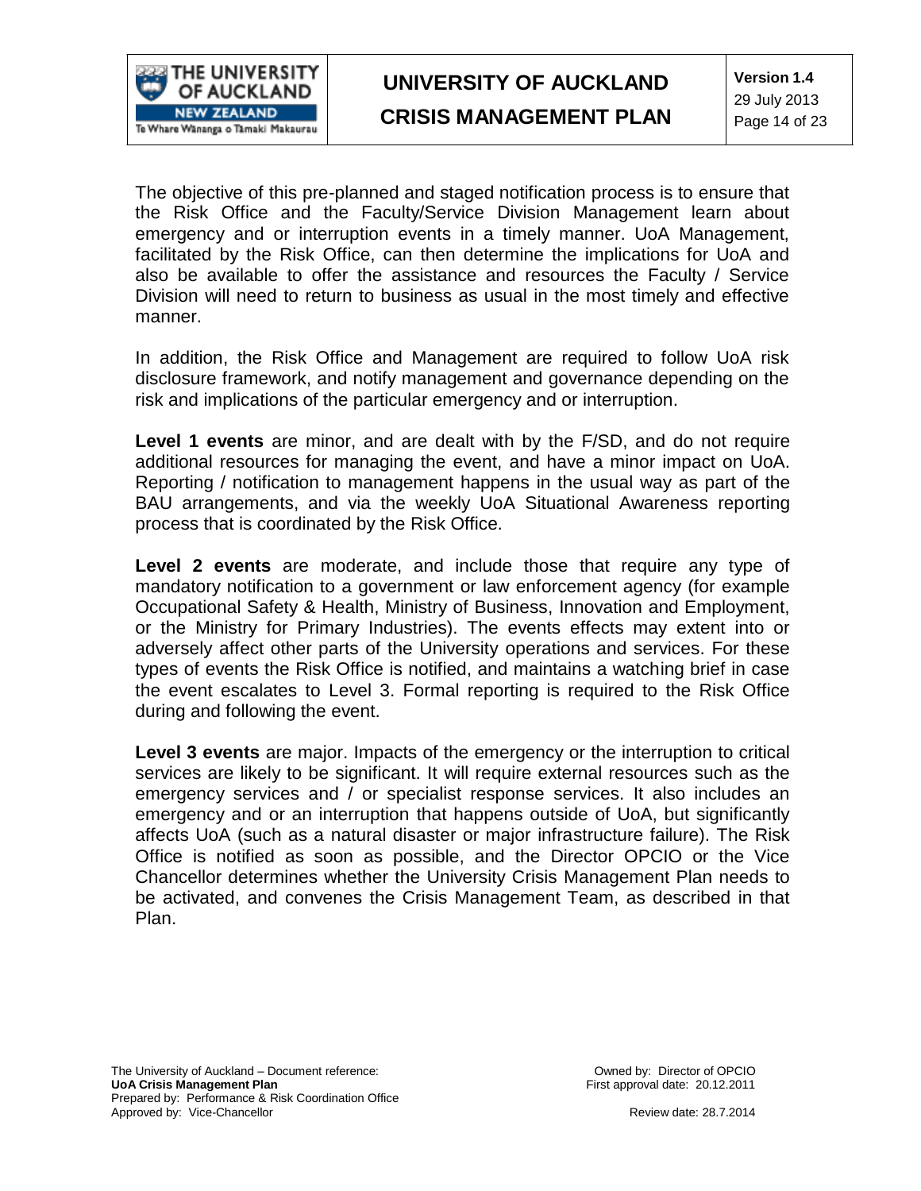The objective of this pre-planned and staged notification process is to ensure that the Risk Office and the Faculty/Service Division Management learn about emergency and or interruption events in a timely manner. UoA Management, facilitated by the Risk Office, can then determine the implications for UoA and also be available to offer the assistance and resources the Faculty / Service Division will need to return to business as usual in the most timely and effective manner.

In addition, the Risk Office and Management are required to follow UoA risk disclosure framework, and notify management and governance depending on the risk and implications of the particular emergency and or interruption.

**Level 1 events** are minor, and are dealt with by the F/SD, and do not require additional resources for managing the event, and have a minor impact on UoA. Reporting / notification to management happens in the usual way as part of the BAU arrangements, and via the weekly UoA Situational Awareness reporting process that is coordinated by the Risk Office.

**Level 2 events** are moderate, and include those that require any type of mandatory notification to a government or law enforcement agency (for example Occupational Safety & Health, Ministry of Business, Innovation and Employment, or the Ministry for Primary Industries). The events effects may extent into or adversely affect other parts of the University operations and services. For these types of events the Risk Office is notified, and maintains a watching brief in case the event escalates to Level 3. Formal reporting is required to the Risk Office during and following the event.

**Level 3 events** are major. Impacts of the emergency or the interruption to critical services are likely to be significant. It will require external resources such as the emergency services and / or specialist response services. It also includes an emergency and or an interruption that happens outside of UoA, but significantly affects UoA (such as a natural disaster or major infrastructure failure). The Risk Office is notified as soon as possible, and the Director OPCIO or the Vice Chancellor determines whether the University Crisis Management Plan needs to be activated, and convenes the Crisis Management Team, as described in that Plan.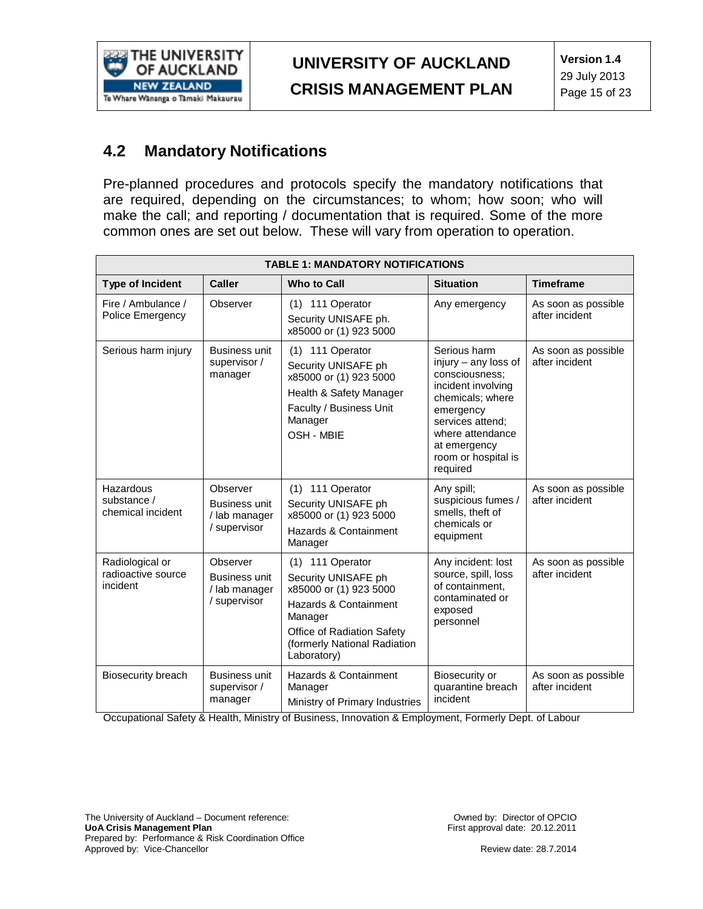## 4.2 Mandatory Notifications

Pre-planned procedures and protocols specify the mandatory notifications that are required, depending on the circumstances; to whom; how soon; who will make the call; and reporting / documentation that is required. Some of the more common ones are set out below. These will vary from operation to operation.

| TABLE 1: MANDATORY NOTIFICATIONS | | | | |
|---|---|---|---|---|
| **Type of Incident** | **Caller** | **Who to Call** | **Situation** | **Timeframe** |
| Fire / Ambulance / Police Emergency | Observer | (1) 111 Operator<br>Security UNISAFE ph. x85000 or (1) 923 5000 | Any emergency | As soon as possible after incident |
| Serious harm injury | Business unit supervisor / manager | (1) 111 Operator<br>Security UNISAFE ph x85000 or (1) 923 5000<br>Health & Safety Manager<br>Faculty / Business Unit Manager<br>OSH - MBIE | Serious harm injury – any loss of consciousness; incident involving chemicals; where emergency services attend; where attendance at emergency room or hospital is required | As soon as possible after incident |
| Hazardous substance / chemical incident | Observer<br>Business unit / lab manager / supervisor | (1) 111 Operator<br>Security UNISAFE ph x85000 or (1) 923 5000<br>Hazards & Containment Manager | Any spill; suspicious fumes / smells, theft of chemicals or equipment | As soon as possible after incident |
| Radiological or radioactive source incident | Observer<br>Business unit / lab manager / supervisor | (1) 111 Operator<br>Security UNISAFE ph x85000 or (1) 923 5000<br>Hazards & Containment Manager<br>Office of Radiation Safety (formerly National Radiation Laboratory) | Any incident: lost source, spill, loss of containment, contaminated or exposed personnel | As soon as possible after incident |
| Biosecurity breach | Business unit supervisor / manager | Hazards & Containment Manager<br>Ministry of Primary Industries | Biosecurity or quarantine breach incident | As soon as possible after incident |

Occupational Safety & Health, Ministry of Business, Innovation & Employment, Formerly Dept. of Labour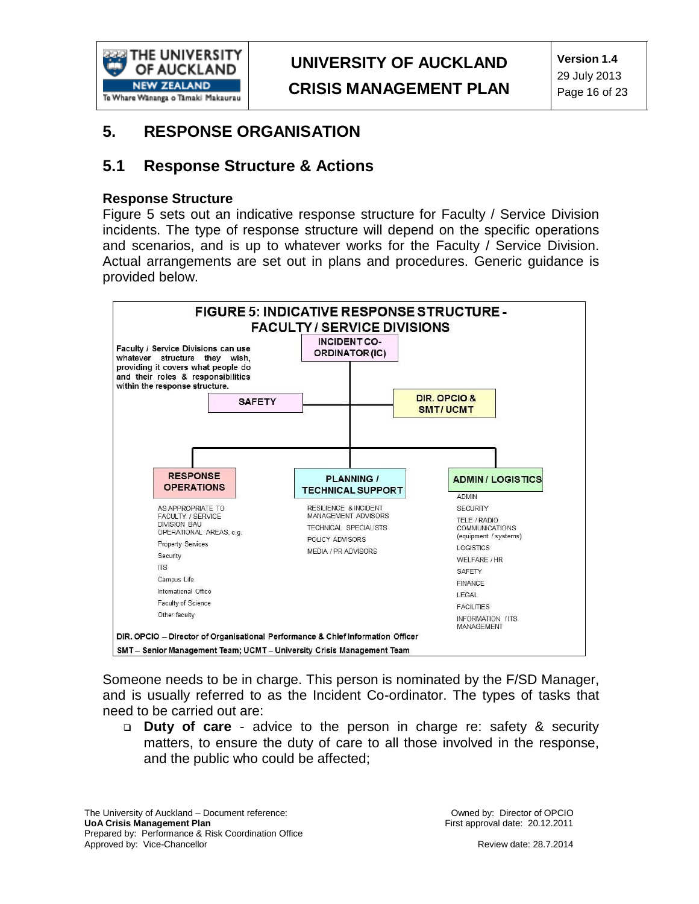# 5. RESPONSE ORGANISATION

## 5.1 Response Structure & Actions

### Response Structure

Figure 5 sets out an indicative response structure for Faculty / Service Division incidents. The type of response structure will depend on the specific operations and scenarios, and is up to whatever works for the Faculty / Service Division. Actual arrangements are set out in plans and procedures. Generic guidance is provided below.

**FIGURE 5: INDICATIVE RESPONSE STRUCTURE - FACULTY / SERVICE DIVISIONS**

**Faculty / Service Divisions can use whatever structure they wish, providing it covers what people do and their roles & responsibilities within the response structure.**

**INCIDENT CO-ORDINATOR (IC)**

**SAFETY**

**DIR. OPCIO & SMT / UCMT**

**RESPONSE OPERATIONS**

- AS APPROPRIATE TO FACULTY / SERVICE DIVISION BAU OPERATIONAL AREAS, e.g.
- Property Services
- Security
- ITS
- Campus Life
- International Office
- Faculty of Science
- Other faculty

**PLANNING / TECHNICAL SUPPORT**

- RESILIENCE & INCIDENT MANAGEMENT ADVISORS
- TECHNICAL SPECIALISTS
- POLICY ADVISORS
- MEDIA / PR ADVISORS

**ADMIN / LOGISTICS**

- ADMIN
- SECURITY
- TELE / RADIO COMMUNICATIONS (equipment / systems)
- LOGISTICS
- WELFARE / HR
- SAFETY
- FINANCE
- LEGAL
- FACILITIES
- INFORMATION / ITS MANAGEMENT

**DIR. OPCIO – Director of Organisational Performance & Chief Information Officer**

**SMT – Senior Management Team; UCMT – University Crisis Management Team**

Someone needs to be in charge. This person is nominated by the F/SD Manager, and is usually referred to as the Incident Co-ordinator. The types of tasks that need to be carried out are:

- **Duty of care** - advice to the person in charge re: safety & security matters, to ensure the duty of care to all those involved in the response, and the public who could be affected;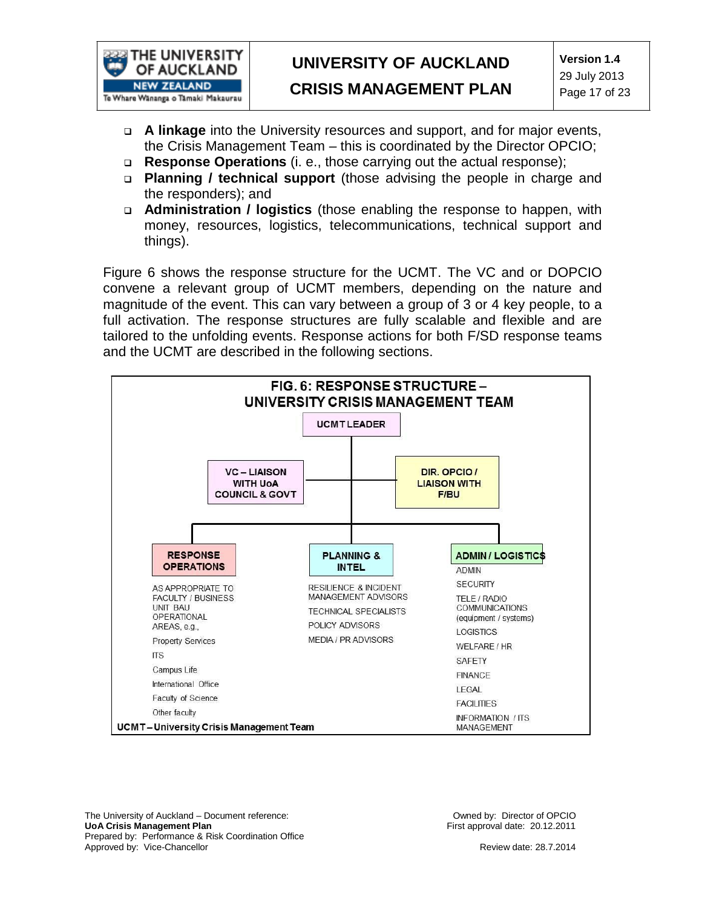- **A linkage** into the University resources and support, and for major events, the Crisis Management Team – this is coordinated by the Director OPCIO;
- **Response Operations** (i. e., those carrying out the actual response);
- **Planning / technical support** (those advising the people in charge and the responders); and
- **Administration / logistics** (those enabling the response to happen, with money, resources, logistics, telecommunications, technical support and things).

Figure 6 shows the response structure for the UCMT. The VC and or DOPCIO convene a relevant group of UCMT members, depending on the nature and magnitude of the event. This can vary between a group of 3 or 4 key people, to a full activation. The response structures are fully scalable and flexible and are tailored to the unfolding events. Response actions for both F/SD response teams and the UCMT are described in the following sections.

**FIG. 6: RESPONSE STRUCTURE – UNIVERSITY CRISIS MANAGEMENT TEAM**

**UCMT LEADER**

- **VC – LIAISON WITH UoA COUNCIL & GOVT**
- **DIR. OPCIO / LIAISON WITH F/BU**

**RESPONSE OPERATIONS**

AS APPROPRIATE TO FACULTY / BUSINESS UNIT BAU OPERATIONAL AREAS, e.g.,

- Property Services
- ITS
- Campus Life
- International Office
- Faculty of Science
- Other faculty

**PLANNING & INTEL**

- RESILIENCE & INCIDENT MANAGEMENT ADVISORS
- TECHNICAL SPECIALISTS
- POLICY ADVISORS
- MEDIA / PR ADVISORS

**ADMIN / LOGISTICS**

- ADMIN
- SECURITY
- TELE / RADIO COMMUNICATIONS (equipment / systems)
- LOGISTICS
- WELFARE / HR
- SAFETY
- FINANCE
- LEGAL
- FACILITIES
- INFORMATION / ITS MANAGEMENT

UCMT – University Crisis Management Team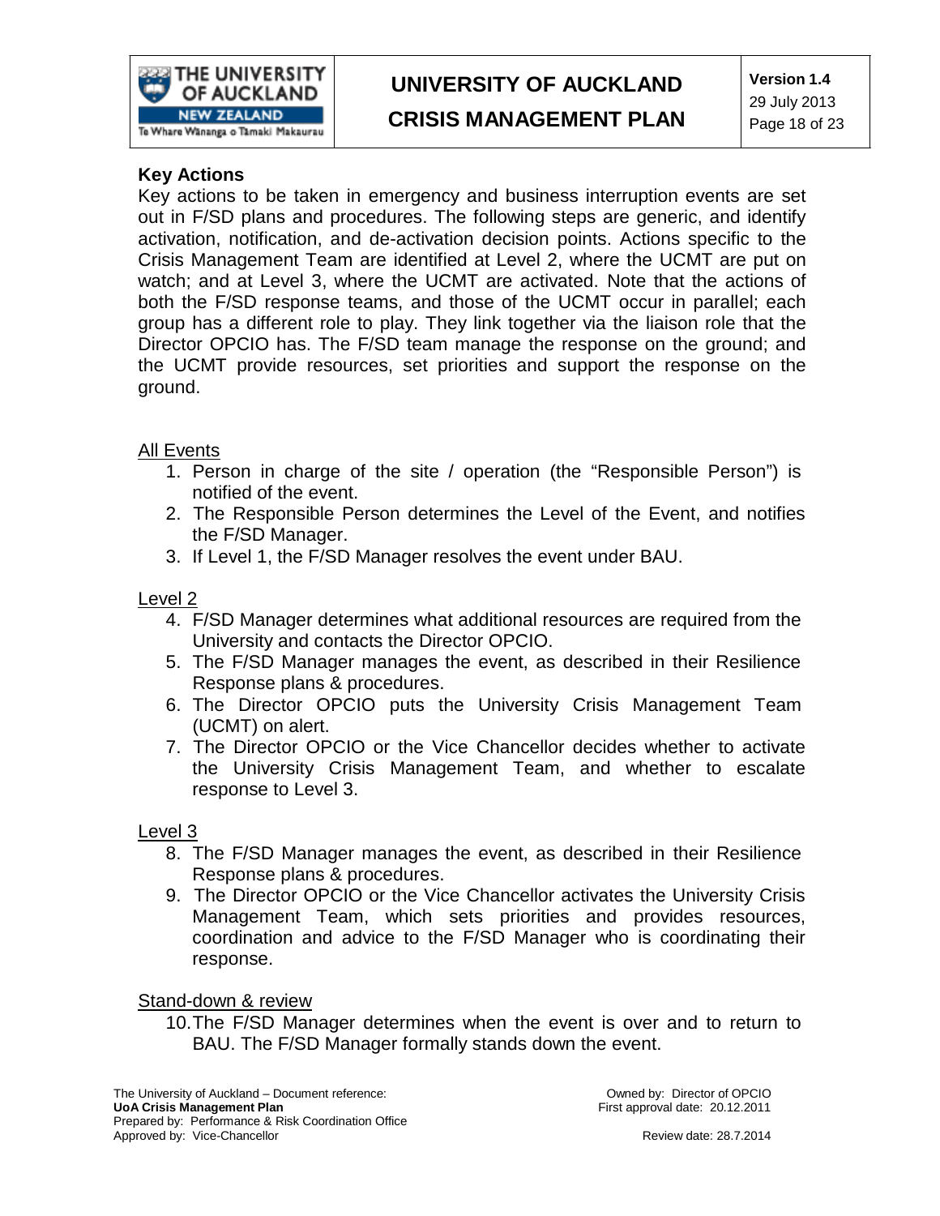### Key Actions

Key actions to be taken in emergency and business interruption events are set out in F/SD plans and procedures. The following steps are generic, and identify activation, notification, and de-activation decision points. Actions specific to the Crisis Management Team are identified at Level 2, where the UCMT are put on watch; and at Level 3, where the UCMT are activated. Note that the actions of both the F/SD response teams, and those of the UCMT occur in parallel; each group has a different role to play. They link together via the liaison role that the Director OPCIO has. The F/SD team manage the response on the ground; and the UCMT provide resources, set priorities and support the response on the ground.

<u>All Events</u>

1. Person in charge of the site / operation (the "Responsible Person") is notified of the event.
2. The Responsible Person determines the Level of the Event, and notifies the F/SD Manager.
3. If Level 1, the F/SD Manager resolves the event under BAU.

<u>Level 2</u>

4. F/SD Manager determines what additional resources are required from the University and contacts the Director OPCIO.
5. The F/SD Manager manages the event, as described in their Resilience Response plans & procedures.
6. The Director OPCIO puts the University Crisis Management Team (UCMT) on alert.
7. The Director OPCIO or the Vice Chancellor decides whether to activate the University Crisis Management Team, and whether to escalate response to Level 3.

<u>Level 3</u>

8. The F/SD Manager manages the event, as described in their Resilience Response plans & procedures.
9. The Director OPCIO or the Vice Chancellor activates the University Crisis Management Team, which sets priorities and provides resources, coordination and advice to the F/SD Manager who is coordinating their response.

<u>Stand-down & review</u>

10. The F/SD Manager determines when the event is over and to return to BAU. The F/SD Manager formally stands down the event.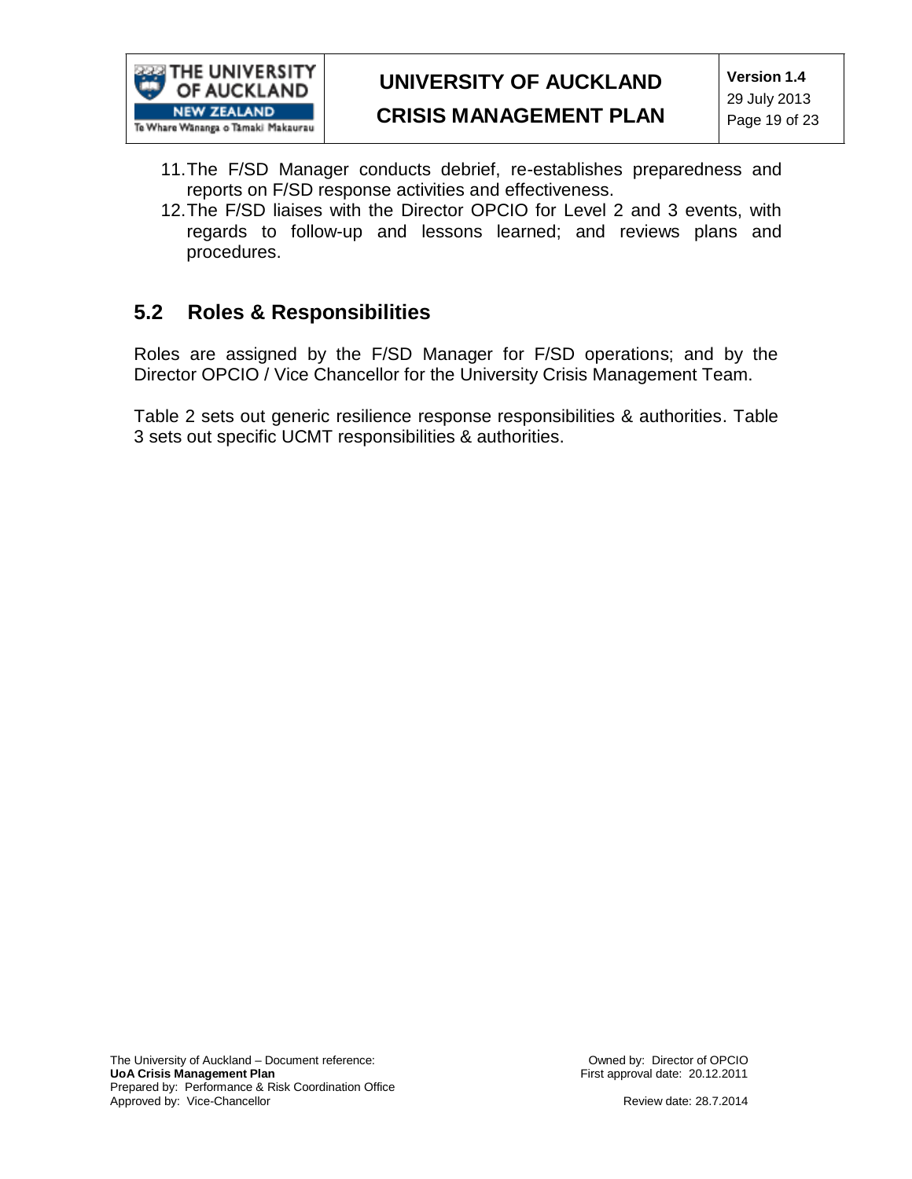11. The F/SD Manager conducts debrief, re-establishes preparedness and reports on F/SD response activities and effectiveness.
12. The F/SD liaises with the Director OPCIO for Level 2 and 3 events, with regards to follow-up and lessons learned; and reviews plans and procedures.

## 5.2 Roles & Responsibilities

Roles are assigned by the F/SD Manager for F/SD operations; and by the Director OPCIO / Vice Chancellor for the University Crisis Management Team.

Table 2 sets out generic resilience response responsibilities & authorities. Table 3 sets out specific UCMT responsibilities & authorities.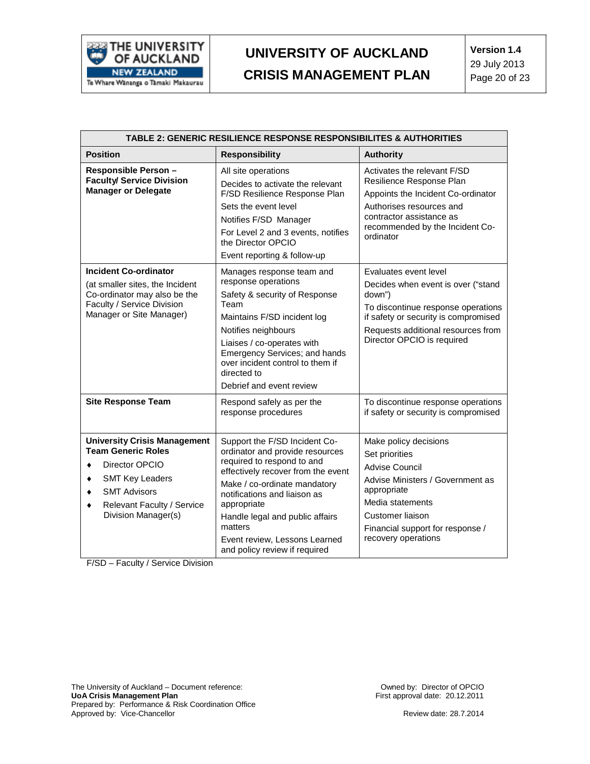| TABLE 2: GENERIC RESILIENCE RESPONSE RESPONSIBILITES & AUTHORITIES | | |
|---|---|---|
| **Position** | **Responsibility** | **Authority** |
| **Responsible Person – Faculty/ Service Division Manager or Delegate** | All site operations<br>Decides to activate the relevant F/SD Resilience Response Plan<br>Sets the event level<br>Notifies F/SD Manager<br>For Level 2 and 3 events, notifies the Director OPCIO<br>Event reporting & follow-up | Activates the relevant F/SD Resilience Response Plan<br>Appoints the Incident Co-ordinator<br>Authorises resources and contractor assistance as recommended by the Incident Co-ordinator |
| **Incident Co-ordinator**<br>(at smaller sites, the Incident Co-ordinator may also be the Faculty / Service Division Manager or Site Manager) | Manages response team and response operations<br>Safety & security of Response Team<br>Maintains F/SD incident log<br>Notifies neighbours<br>Liaises / co-operates with Emergency Services; and hands over incident control to them if directed to<br>Debrief and event review | Evaluates event level<br>Decides when event is over ("stand down")<br>To discontinue response operations if safety or security is compromised<br>Requests additional resources from Director OPCIO is required |
| **Site Response Team** | Respond safely as per the response procedures | To discontinue response operations if safety or security is compromised |
| **University Crisis Management Team Generic Roles**<br>♦ Director OPCIO<br>♦ SMT Key Leaders<br>♦ SMT Advisors<br>♦ Relevant Faculty / Service Division Manager(s) | Support the F/SD Incident Co-ordinator and provide resources required to respond to and effectively recover from the event<br>Make / co-ordinate mandatory notifications and liaison as appropriate<br>Handle legal and public affairs matters<br>Event review, Lessons Learned and policy review if required | Make policy decisions<br>Set priorities<br>Advise Council<br>Advise Ministers / Government as appropriate<br>Media statements<br>Customer liaison<br>Financial support for response / recovery operations |

F/SD – Faculty / Service Division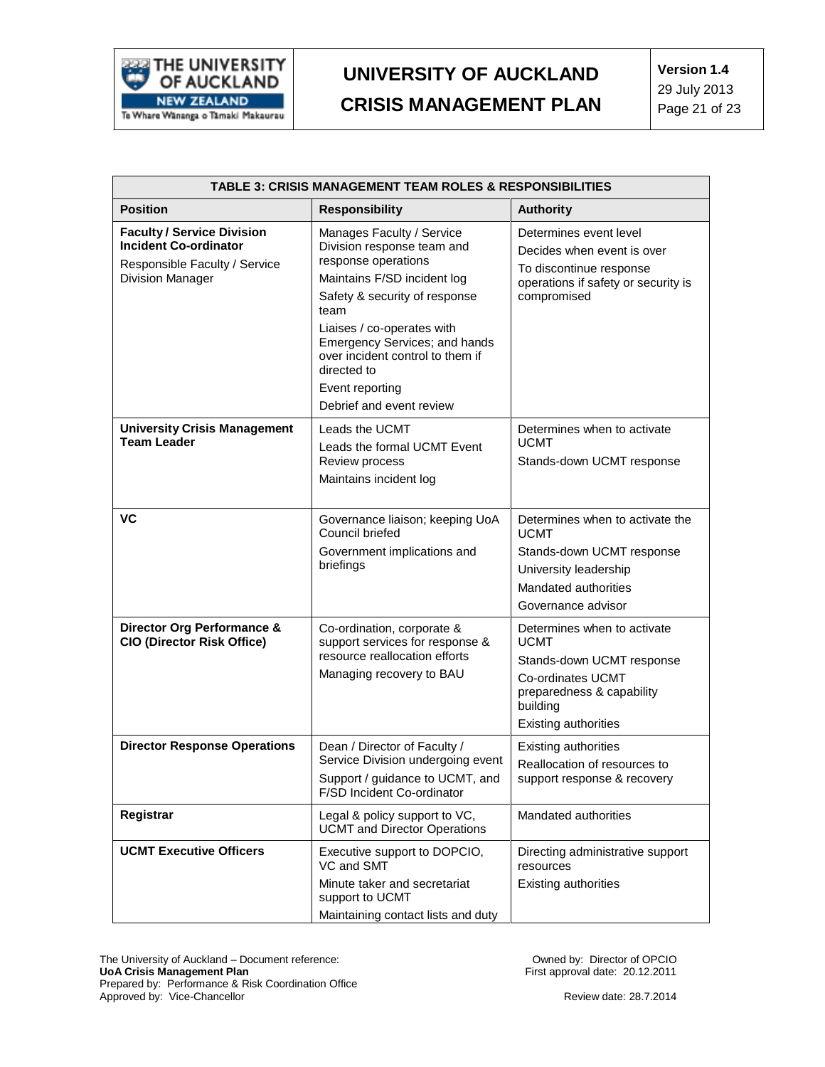| TABLE 3: CRISIS MANAGEMENT TEAM ROLES & RESPONSIBILITIES | | |
|---|---|---|
| **Position** | **Responsibility** | **Authority** |
| **Faculty / Service Division Incident Co-ordinator**<br>Responsible Faculty / Service Division Manager | Manages Faculty / Service Division response team and response operations<br>Maintains F/SD incident log<br>Safety & security of response team<br>Liaises / co-operates with Emergency Services; and hands over incident control to them if directed to<br>Event reporting<br>Debrief and event review | Determines event level<br>Decides when event is over<br>To discontinue response operations if safety or security is compromised |
| **University Crisis Management Team Leader** | Leads the UCMT<br>Leads the formal UCMT Event Review process<br>Maintains incident log | Determines when to activate UCMT<br>Stands-down UCMT response |
| **VC** | Governance liaison; keeping UoA Council briefed<br>Government implications and briefings | Determines when to activate the UCMT<br>Stands-down UCMT response<br>University leadership<br>Mandated authorities<br>Governance advisor |
| **Director Org Performance & CIO (Director Risk Office)** | Co-ordination, corporate & support services for response & resource reallocation efforts<br>Managing recovery to BAU | Determines when to activate UCMT<br>Stands-down UCMT response<br>Co-ordinates UCMT preparedness & capability building<br>Existing authorities |
| **Director Response Operations** | Dean / Director of Faculty / Service Division undergoing event<br>Support / guidance to UCMT, and F/SD Incident Co-ordinator | Existing authorities<br>Reallocation of resources to support response & recovery |
| **Registrar** | Legal & policy support to VC, UCMT and Director Operations | Mandated authorities |
| **UCMT Executive Officers** | Executive support to DOPCIO, VC and SMT<br>Minute taker and secretariat support to UCMT<br>Maintaining contact lists and duty | Directing administrative support resources<br>Existing authorities |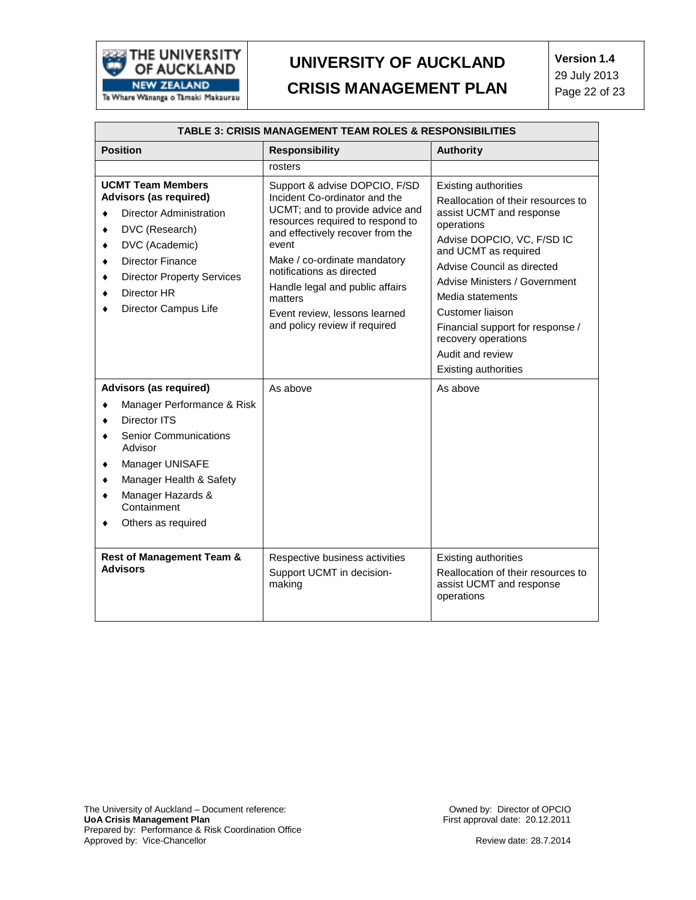**TABLE 3: CRISIS MANAGEMENT TEAM ROLES & RESPONSIBILITIES**

| Position | Responsibility | Authority |
|---|---|---|
| | rosters | |
| **UCMT Team Members**<br>**Advisors (as required)**<br>♦ Director Administration<br>♦ DVC (Research)<br>♦ DVC (Academic)<br>♦ Director Finance<br>♦ Director Property Services<br>♦ Director HR<br>♦ Director Campus Life | Support & advise DOPCIO, F/SD Incident Co-ordinator and the UCMT; and to provide advice and resources required to respond to and effectively recover from the event<br>Make / co-ordinate mandatory notifications as directed<br>Handle legal and public affairs matters<br>Event review, lessons learned and policy review if required | Existing authorities<br>Reallocation of their resources to assist UCMT and response operations<br>Advise DOPCIO, VC, F/SD IC and UCMT as required<br>Advise Council as directed<br>Advise Ministers / Government<br>Media statements<br>Customer liaison<br>Financial support for response / recovery operations<br>Audit and review<br>Existing authorities |
| **Advisors (as required)**<br>♦ Manager Performance & Risk<br>♦ Director ITS<br>♦ Senior Communications Advisor<br>♦ Manager UNISAFE<br>♦ Manager Health & Safety<br>♦ Manager Hazards & Containment<br>♦ Others as required | As above | As above |
| **Rest of Management Team & Advisors** | Respective business activities<br>Support UCMT in decision-making | Existing authorities<br>Reallocation of their resources to assist UCMT and response operations |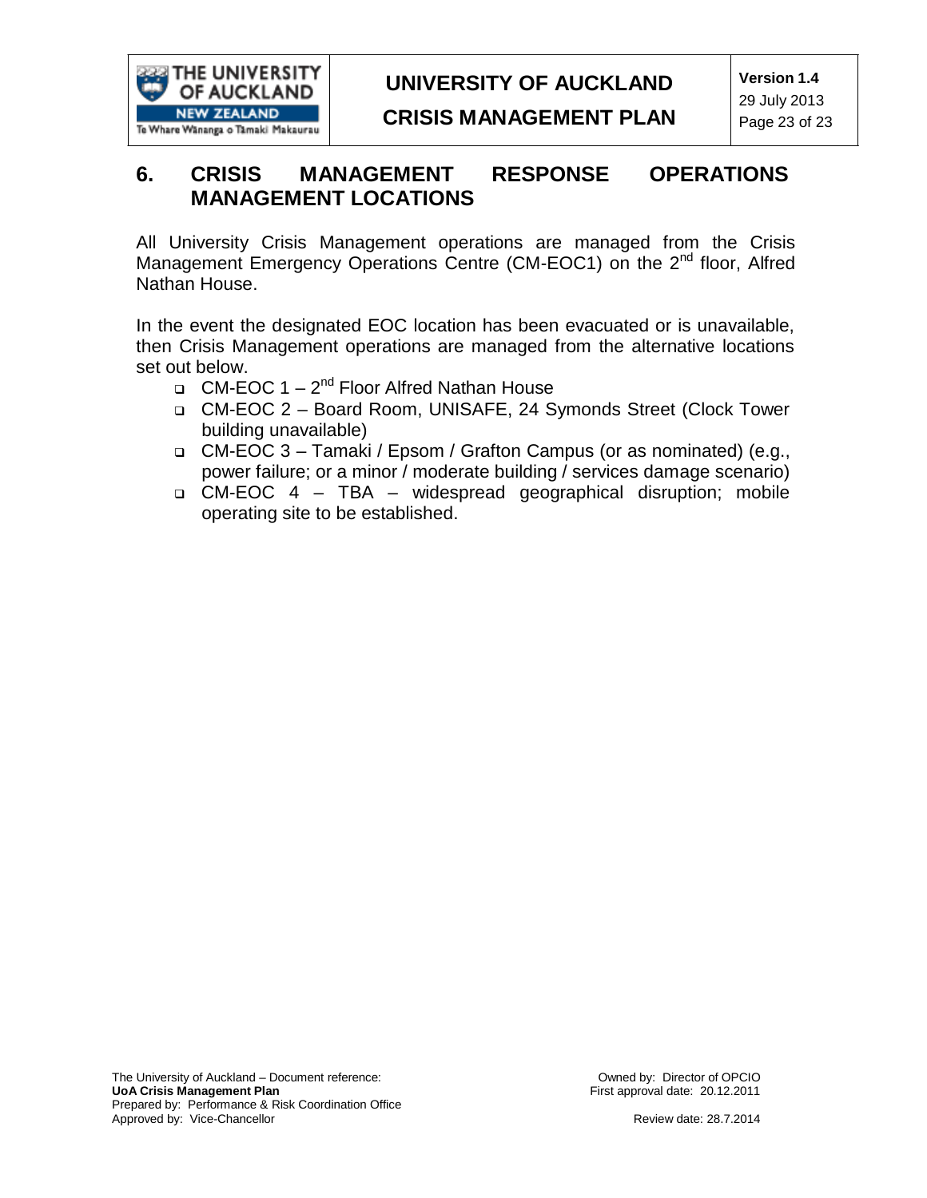## 6. CRISIS MANAGEMENT RESPONSE OPERATIONS MANAGEMENT LOCATIONS

All University Crisis Management operations are managed from the Crisis Management Emergency Operations Centre (CM-EOC1) on the 2nd floor, Alfred Nathan House.

In the event the designated EOC location has been evacuated or is unavailable, then Crisis Management operations are managed from the alternative locations set out below.

- CM-EOC 1 – 2nd Floor Alfred Nathan House
- CM-EOC 2 – Board Room, UNISAFE, 24 Symonds Street (Clock Tower building unavailable)
- CM-EOC 3 – Tamaki / Epsom / Grafton Campus (or as nominated) (e.g., power failure; or a minor / moderate building / services damage scenario)
- CM-EOC 4 – TBA – widespread geographical disruption; mobile operating site to be established.